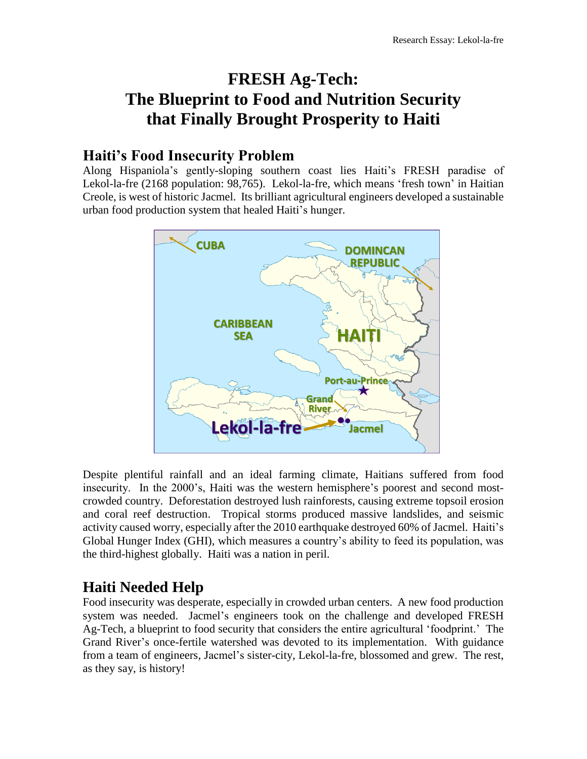# FRESH Ag-Tech: The Blueprint to Food and Nutrition Security that Finally Brought Prosperity to Haiti

## Haiti's Food Insecurity Problem

Along Hispaniola's gently-sloping southern coast lies Haiti's FRESH paradise of Lekol-la-fre (2168 population: 98,765). Lekol-la-fre, which means 'fresh town' in Haitian Creole, is west of historic Jacmel. Its brilliant agricultural engineers developed a sustainable urban food production system that healed Haiti's hunger.

Despite plentiful rainfall and an ideal farming climate, Haitians suffered from food insecurity. In the 2000's, Haiti was the western hemisphere's poorest and second most-crowded country. Deforestation destroyed lush rainforests, causing extreme topsoil erosion and coral reef destruction. Tropical storms produced massive landslides, and seismic activity caused worry, especially after the 2010 earthquake destroyed 60% of Jacmel. Haiti's Global Hunger Index (GHI), which measures a country's ability to feed its population, was the third-highest globally. Haiti was a nation in peril.

## Haiti Needed Help

Food insecurity was desperate, especially in crowded urban centers. A new food production system was needed. Jacmel's engineers took on the challenge and developed FRESH Ag-Tech, a blueprint to food security that considers the entire agricultural 'foodprint.' The Grand River's once-fertile watershed was devoted to its implementation. With guidance from a team of engineers, Jacmel's sister-city, Lekol-la-fre, blossomed and grew. The rest, as they say, is history!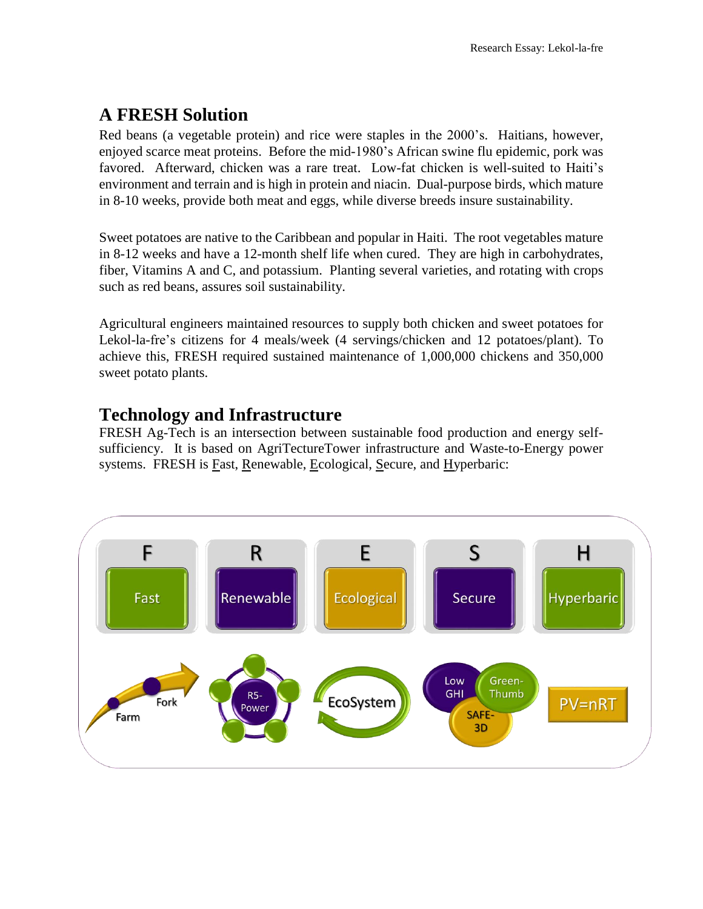## A FRESH Solution

Red beans (a vegetable protein) and rice were staples in the 2000's. Haitians, however, enjoyed scarce meat proteins. Before the mid-1980's African swine flu epidemic, pork was favored. Afterward, chicken was a rare treat. Low-fat chicken is well-suited to Haiti's environment and terrain and is high in protein and niacin. Dual-purpose birds, which mature in 8-10 weeks, provide both meat and eggs, while diverse breeds insure sustainability.

Sweet potatoes are native to the Caribbean and popular in Haiti. The root vegetables mature in 8-12 weeks and have a 12-month shelf life when cured. They are high in carbohydrates, fiber, Vitamins A and C, and potassium. Planting several varieties, and rotating with crops such as red beans, assures soil sustainability.

Agricultural engineers maintained resources to supply both chicken and sweet potatoes for Lekol-la-fre's citizens for 4 meals/week (4 servings/chicken and 12 potatoes/plant). To achieve this, FRESH required sustained maintenance of 1,000,000 chickens and 350,000 sweet potato plants.

## Technology and Infrastructure

FRESH Ag-Tech is an intersection between sustainable food production and energy self-sufficiency. It is based on AgriTectureTower infrastructure and Waste-to-Energy power systems. FRESH is Fast, Renewable, Ecological, Secure, and Hyperbaric:

| F | R | E | S | H |
|---|---|---|---|---|
| Fast | Renewable | Ecological | Secure | Hyperbaric |
| Farm → Fork | R5-Power | EcoSystem | Low GHI, Green-Thumb, SAFE-3D | PV=nRT |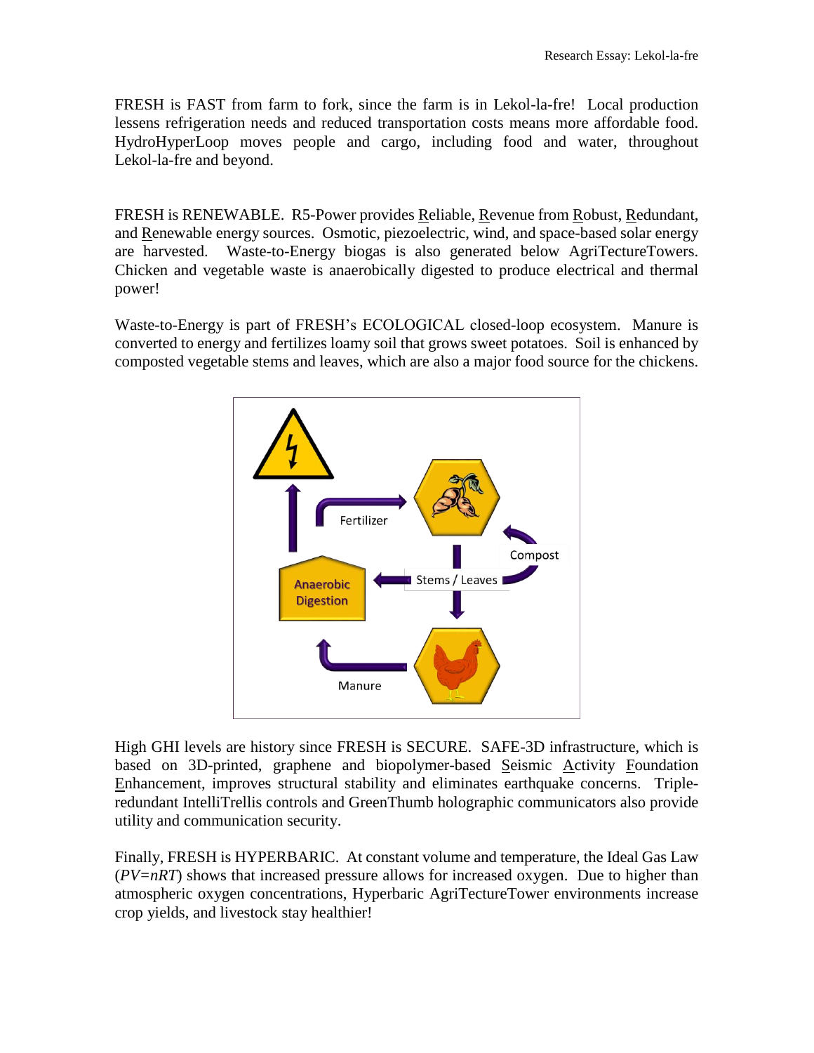FRESH is FAST from farm to fork, since the farm is in Lekol-la-fre! Local production lessens refrigeration needs and reduced transportation costs means more affordable food. HydroHyperLoop moves people and cargo, including food and water, throughout Lekol-la-fre and beyond.

FRESH is RENEWABLE. R5-Power provides Reliable, Revenue from Robust, Redundant, and Renewable energy sources. Osmotic, piezoelectric, wind, and space-based solar energy are harvested. Waste-to-Energy biogas is also generated below AgriTectureTowers. Chicken and vegetable waste is anaerobically digested to produce electrical and thermal power!

Waste-to-Energy is part of FRESH's ECOLOGICAL closed-loop ecosystem. Manure is converted to energy and fertilizes loamy soil that grows sweet potatoes. Soil is enhanced by composted vegetable stems and leaves, which are also a major food source for the chickens.

High GHI levels are history since FRESH is SECURE. SAFE-3D infrastructure, which is based on 3D-printed, graphene and biopolymer-based Seismic Activity Foundation Enhancement, improves structural stability and eliminates earthquake concerns. Triple-redundant IntelliTrellis controls and GreenThumb holographic communicators also provide utility and communication security.

Finally, FRESH is HYPERBARIC. At constant volume and temperature, the Ideal Gas Law ($PV=nRT$) shows that increased pressure allows for increased oxygen. Due to higher than atmospheric oxygen concentrations, Hyperbaric AgriTectureTower environments increase crop yields, and livestock stay healthier!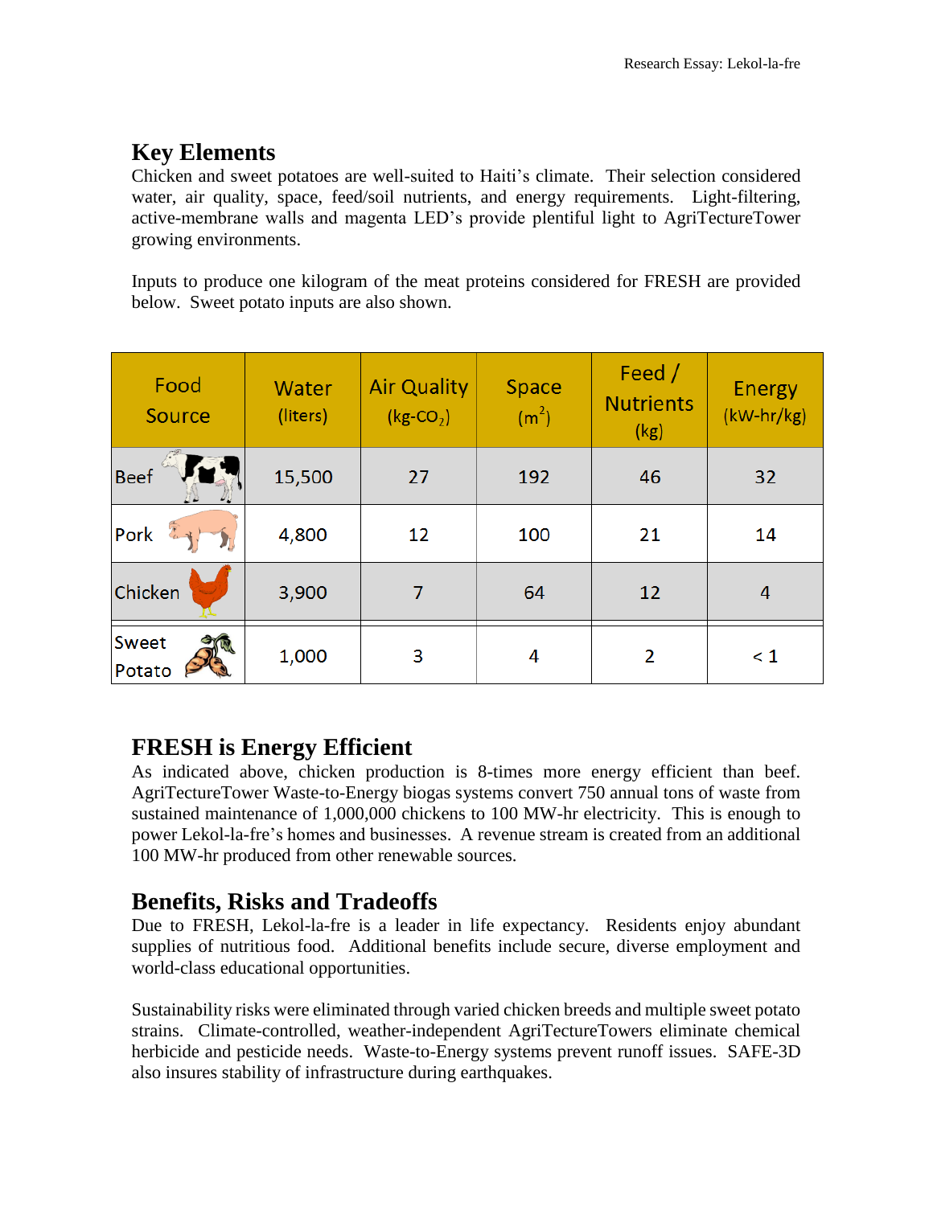## Key Elements

Chicken and sweet potatoes are well-suited to Haiti's climate. Their selection considered water, air quality, space, feed/soil nutrients, and energy requirements. Light-filtering, active-membrane walls and magenta LED's provide plentiful light to AgriTectureTower growing environments.

Inputs to produce one kilogram of the meat proteins considered for FRESH are provided below. Sweet potato inputs are also shown.

| Food Source | Water (liters) | Air Quality (kg-$CO_2$) | Space ($m^2$) | Feed / Nutrients (kg) | Energy (kW-hr/kg) |
|---|---|---|---|---|---|
| Beef | 15,500 | 27 | 192 | 46 | 32 |
| Pork | 4,800 | 12 | 100 | 21 | 14 |
| Chicken | 3,900 | 7 | 64 | 12 | 4 |
| Sweet Potato | 1,000 | 3 | 4 | 2 | < 1 |

## FRESH is Energy Efficient

As indicated above, chicken production is 8-times more energy efficient than beef. AgriTectureTower Waste-to-Energy biogas systems convert 750 annual tons of waste from sustained maintenance of 1,000,000 chickens to 100 MW-hr electricity. This is enough to power Lekol-la-fre's homes and businesses. A revenue stream is created from an additional 100 MW-hr produced from other renewable sources.

## Benefits, Risks and Tradeoffs

Due to FRESH, Lekol-la-fre is a leader in life expectancy. Residents enjoy abundant supplies of nutritious food. Additional benefits include secure, diverse employment and world-class educational opportunities.

Sustainability risks were eliminated through varied chicken breeds and multiple sweet potato strains. Climate-controlled, weather-independent AgriTectureTowers eliminate chemical herbicide and pesticide needs. Waste-to-Energy systems prevent runoff issues. SAFE-3D also insures stability of infrastructure during earthquakes.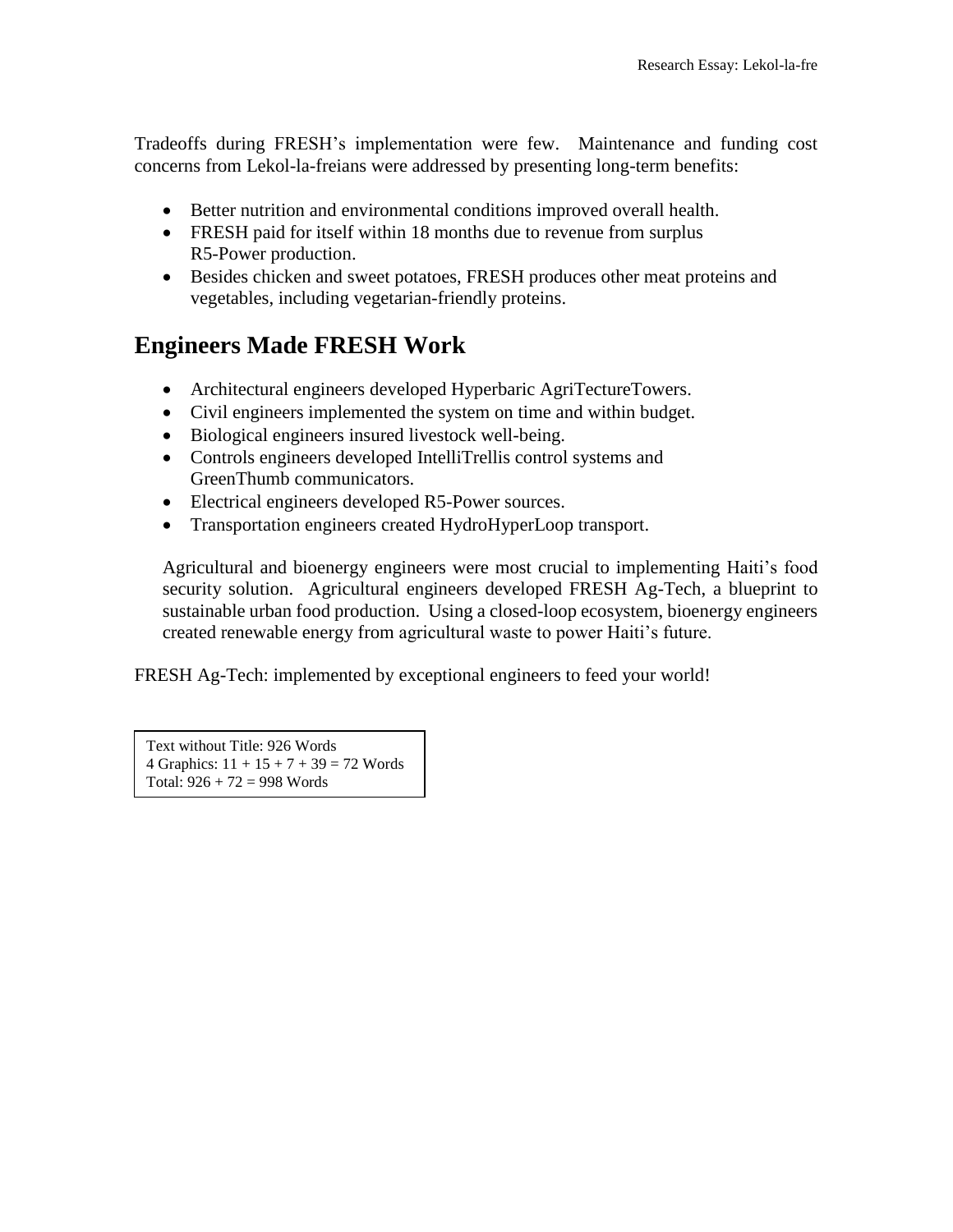Tradeoffs during FRESH's implementation were few. Maintenance and funding cost concerns from Lekol-la-freians were addressed by presenting long-term benefits:

- Better nutrition and environmental conditions improved overall health.
- FRESH paid for itself within 18 months due to revenue from surplus R5-Power production.
- Besides chicken and sweet potatoes, FRESH produces other meat proteins and vegetables, including vegetarian-friendly proteins.

## Engineers Made FRESH Work

- Architectural engineers developed Hyperbaric AgriTectureTowers.
- Civil engineers implemented the system on time and within budget.
- Biological engineers insured livestock well-being.
- Controls engineers developed IntelliTrellis control systems and GreenThumb communicators.
- Electrical engineers developed R5-Power sources.
- Transportation engineers created HydroHyperLoop transport.

Agricultural and bioenergy engineers were most crucial to implementing Haiti's food security solution. Agricultural engineers developed FRESH Ag-Tech, a blueprint to sustainable urban food production. Using a closed-loop ecosystem, bioenergy engineers created renewable energy from agricultural waste to power Haiti's future.

FRESH Ag-Tech: implemented by exceptional engineers to feed your world!

Text without Title: 926 Words
4 Graphics: 11 + 15 + 7 + 39 = 72 Words
Total: 926 + 72 = 998 Words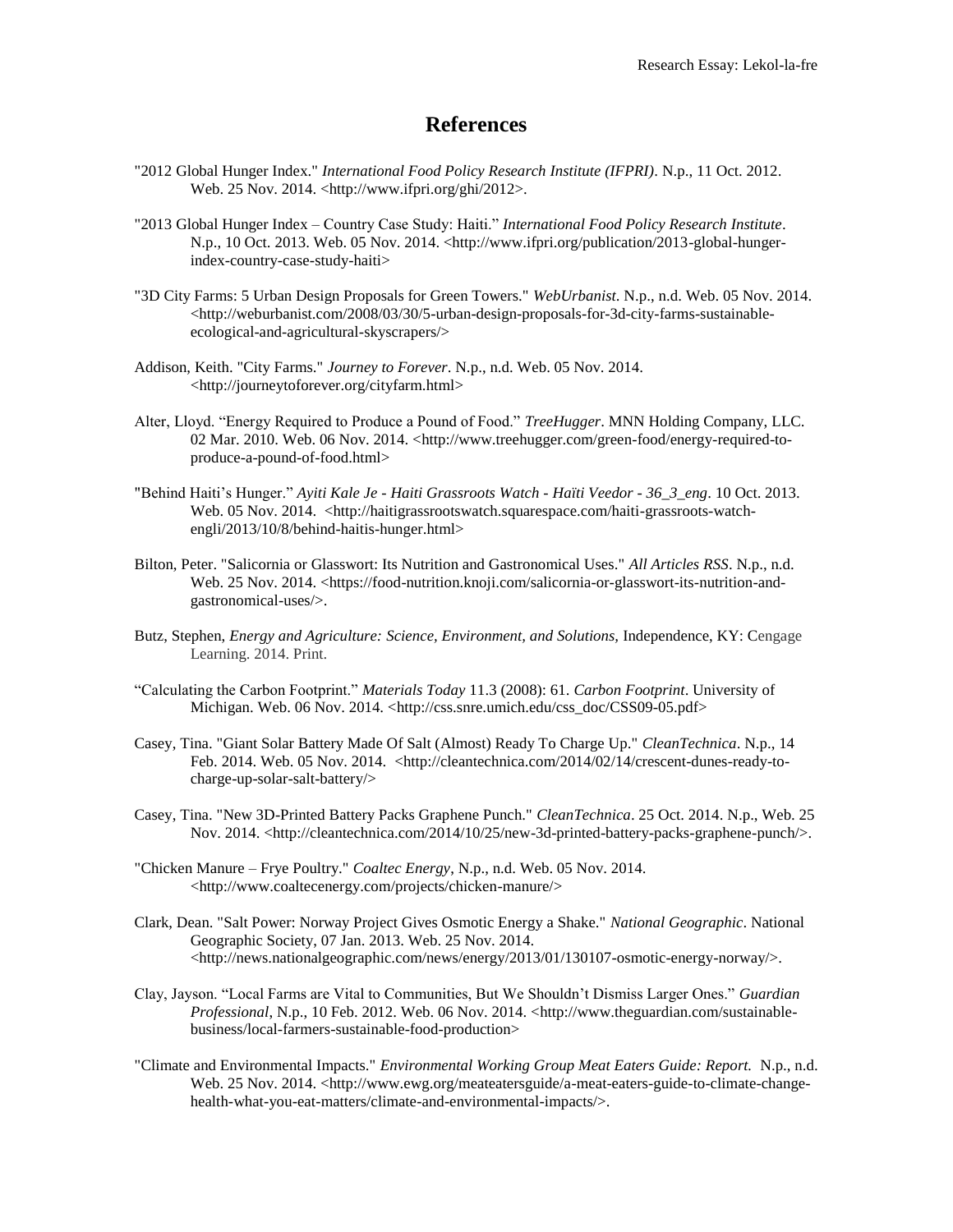# References

"2012 Global Hunger Index." *International Food Policy Research Institute (IFPRI)*. N.p., 11 Oct. 2012. Web. 25 Nov. 2014. <http://www.ifpri.org/ghi/2012>.

"2013 Global Hunger Index – Country Case Study: Haiti." *International Food Policy Research Institute*. N.p., 10 Oct. 2013. Web. 05 Nov. 2014. <http://www.ifpri.org/publication/2013-global-hunger-index-country-case-study-haiti>

"3D City Farms: 5 Urban Design Proposals for Green Towers." *WebUrbanist*. N.p., n.d. Web. 05 Nov. 2014. <http://weburbanist.com/2008/03/30/5-urban-design-proposals-for-3d-city-farms-sustainable-ecological-and-agricultural-skyscrapers/>

Addison, Keith. "City Farms." *Journey to Forever*. N.p., n.d. Web. 05 Nov. 2014. <http://journeytoforever.org/cityfarm.html>

Alter, Lloyd. "Energy Required to Produce a Pound of Food." *TreeHugger*. MNN Holding Company, LLC. 02 Mar. 2010. Web. 06 Nov. 2014. <http://www.treehugger.com/green-food/energy-required-to-produce-a-pound-of-food.html>

"Behind Haiti's Hunger." *Ayiti Kale Je - Haiti Grassroots Watch - Haïti Veedor - 36_3_eng*. 10 Oct. 2013. Web. 05 Nov. 2014. <http://haitigrassrootswatch.squarespace.com/haiti-grassroots-watch-engli/2013/10/8/behind-haitis-hunger.html>

Bilton, Peter. "Salicornia or Glasswort: Its Nutrition and Gastronomical Uses." *All Articles RSS*. N.p., n.d. Web. 25 Nov. 2014. <https://food-nutrition.knoji.com/salicornia-or-glasswort-its-nutrition-and-gastronomical-uses/>.

Butz, Stephen, *Energy and Agriculture: Science, Environment, and Solutions,* Independence, KY: Cengage Learning. 2014. Print.

"Calculating the Carbon Footprint." *Materials Today* 11.3 (2008): 61. *Carbon Footprint*. University of Michigan. Web. 06 Nov. 2014. <http://css.snre.umich.edu/css_doc/CSS09-05.pdf>

Casey, Tina. "Giant Solar Battery Made Of Salt (Almost) Ready To Charge Up." *CleanTechnica*. N.p., 14 Feb. 2014. Web. 05 Nov. 2014. <http://cleantechnica.com/2014/02/14/crescent-dunes-ready-to-charge-up-solar-salt-battery/>

Casey, Tina. "New 3D-Printed Battery Packs Graphene Punch." *CleanTechnica*. 25 Oct. 2014. N.p., Web. 25 Nov. 2014. <http://cleantechnica.com/2014/10/25/new-3d-printed-battery-packs-graphene-punch/>.

"Chicken Manure – Frye Poultry." *Coaltec Energy*, N.p., n.d. Web. 05 Nov. 2014. <http://www.coaltecenergy.com/projects/chicken-manure/>

Clark, Dean. "Salt Power: Norway Project Gives Osmotic Energy a Shake." *National Geographic*. National Geographic Society, 07 Jan. 2013. Web. 25 Nov. 2014. <http://news.nationalgeographic.com/news/energy/2013/01/130107-osmotic-energy-norway/>.

Clay, Jayson. "Local Farms are Vital to Communities, But We Shouldn't Dismiss Larger Ones." *Guardian Professional*, N.p., 10 Feb. 2012. Web. 06 Nov. 2014. <http://www.theguardian.com/sustainable-business/local-farmers-sustainable-food-production>

"Climate and Environmental Impacts." *Environmental Working Group Meat Eaters Guide: Report.* N.p., n.d. Web. 25 Nov. 2014. <http://www.ewg.org/meateatersguide/a-meat-eaters-guide-to-climate-change-health-what-you-eat-matters/climate-and-environmental-impacts/>.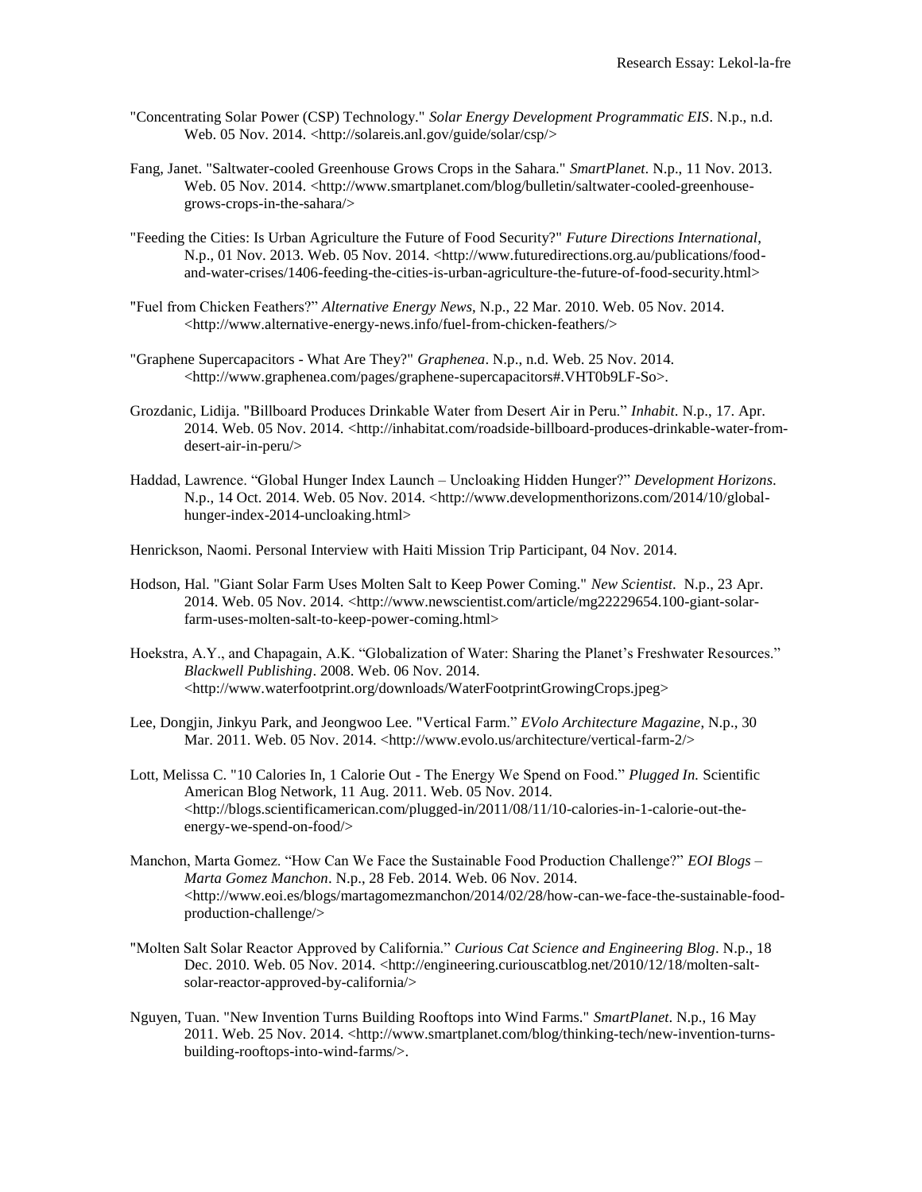"Concentrating Solar Power (CSP) Technology." *Solar Energy Development Programmatic EIS*. N.p., n.d. Web. 05 Nov. 2014. <http://solareis.anl.gov/guide/solar/csp/>

Fang, Janet. "Saltwater-cooled Greenhouse Grows Crops in the Sahara." *SmartPlanet*. N.p., 11 Nov. 2013. Web. 05 Nov. 2014. <http://www.smartplanet.com/blog/bulletin/saltwater-cooled-greenhouse-grows-crops-in-the-sahara/>

"Feeding the Cities: Is Urban Agriculture the Future of Food Security?" *Future Directions International*, N.p., 01 Nov. 2013. Web. 05 Nov. 2014. <http://www.futuredirections.org.au/publications/food-and-water-crises/1406-feeding-the-cities-is-urban-agriculture-the-future-of-food-security.html>

"Fuel from Chicken Feathers?" *Alternative Energy News*, N.p., 22 Mar. 2010. Web. 05 Nov. 2014. <http://www.alternative-energy-news.info/fuel-from-chicken-feathers/>

"Graphene Supercapacitors - What Are They?" *Graphenea*. N.p., n.d. Web. 25 Nov. 2014. <http://www.graphenea.com/pages/graphene-supercapacitors#.VHT0b9LF-So>.

Grozdanic, Lidija. "Billboard Produces Drinkable Water from Desert Air in Peru." *Inhabit*. N.p., 17. Apr. 2014. Web. 05 Nov. 2014. <http://inhabitat.com/roadside-billboard-produces-drinkable-water-from-desert-air-in-peru/>

Haddad, Lawrence. "Global Hunger Index Launch – Uncloaking Hidden Hunger?" *Development Horizons*. N.p., 14 Oct. 2014. Web. 05 Nov. 2014. <http://www.developmenthorizons.com/2014/10/global-hunger-index-2014-uncloaking.html>

Henrickson, Naomi. Personal Interview with Haiti Mission Trip Participant, 04 Nov. 2014.

Hodson, Hal. "Giant Solar Farm Uses Molten Salt to Keep Power Coming." *New Scientist*. N.p., 23 Apr. 2014. Web. 05 Nov. 2014. <http://www.newscientist.com/article/mg22229654.100-giant-solar-farm-uses-molten-salt-to-keep-power-coming.html>

Hoekstra, A.Y., and Chapagain, A.K. "Globalization of Water: Sharing the Planet's Freshwater Resources." *Blackwell Publishing*. 2008. Web. 06 Nov. 2014. <http://www.waterfootprint.org/downloads/WaterFootprintGrowingCrops.jpeg>

Lee, Dongjin, Jinkyu Park, and Jeongwoo Lee. "Vertical Farm." *EVolo Architecture Magazine*, N.p., 30 Mar. 2011. Web. 05 Nov. 2014. <http://www.evolo.us/architecture/vertical-farm-2/>

Lott, Melissa C. "10 Calories In, 1 Calorie Out - The Energy We Spend on Food." *Plugged In.* Scientific American Blog Network, 11 Aug. 2011. Web. 05 Nov. 2014. <http://blogs.scientificamerican.com/plugged-in/2011/08/11/10-calories-in-1-calorie-out-the-energy-we-spend-on-food/>

Manchon, Marta Gomez. "How Can We Face the Sustainable Food Production Challenge?" *EOI Blogs – Marta Gomez Manchon*. N.p., 28 Feb. 2014. Web. 06 Nov. 2014. <http://www.eoi.es/blogs/martagomezmanchon/2014/02/28/how-can-we-face-the-sustainable-food-production-challenge/>

"Molten Salt Solar Reactor Approved by California." *Curious Cat Science and Engineering Blog*. N.p., 18 Dec. 2010. Web. 05 Nov. 2014. <http://engineering.curiouscatblog.net/2010/12/18/molten-salt-solar-reactor-approved-by-california/>

Nguyen, Tuan. "New Invention Turns Building Rooftops into Wind Farms." *SmartPlanet*. N.p., 16 May 2011. Web. 25 Nov. 2014. <http://www.smartplanet.com/blog/thinking-tech/new-invention-turns-building-rooftops-into-wind-farms/>.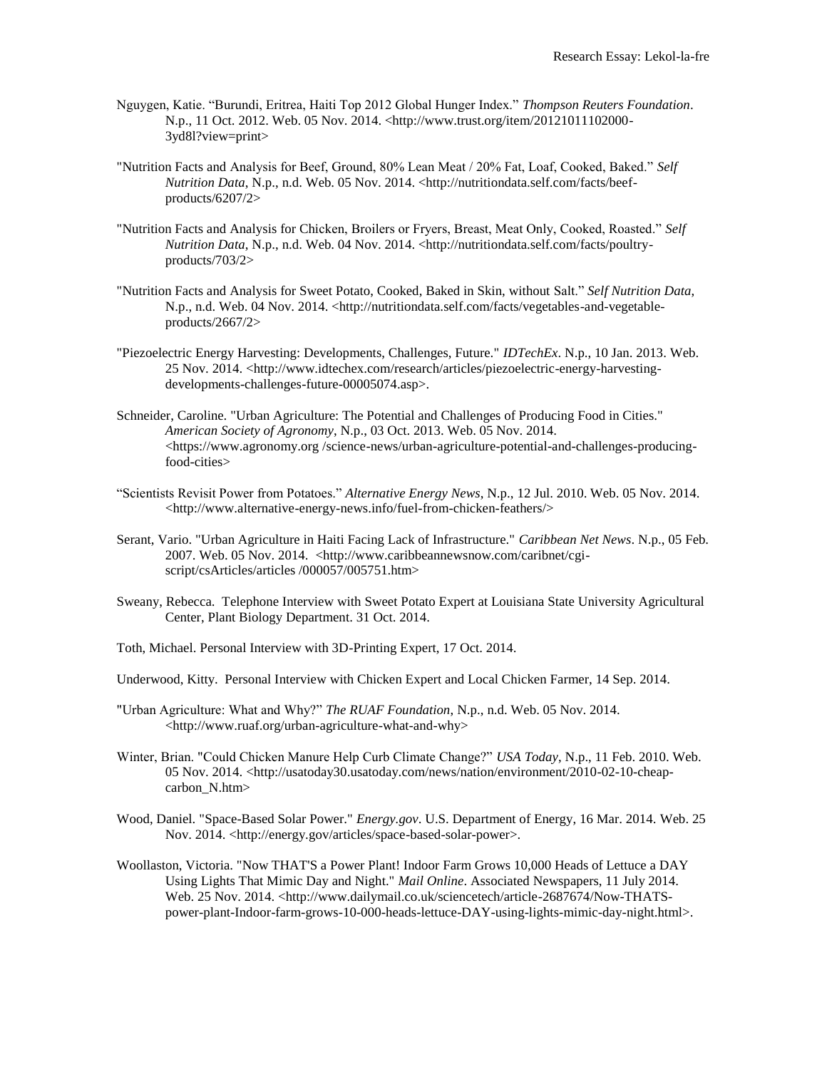Nguygen, Katie. "Burundi, Eritrea, Haiti Top 2012 Global Hunger Index." *Thompson Reuters Foundation*. N.p., 11 Oct. 2012. Web. 05 Nov. 2014. <http://www.trust.org/item/20121011102000-3yd8l?view=print>

"Nutrition Facts and Analysis for Beef, Ground, 80% Lean Meat / 20% Fat, Loaf, Cooked, Baked." *Self Nutrition Data*, N.p., n.d. Web. 05 Nov. 2014. <http://nutritiondata.self.com/facts/beef-products/6207/2>

"Nutrition Facts and Analysis for Chicken, Broilers or Fryers, Breast, Meat Only, Cooked, Roasted." *Self Nutrition Data*, N.p., n.d. Web. 04 Nov. 2014. <http://nutritiondata.self.com/facts/poultry-products/703/2>

"Nutrition Facts and Analysis for Sweet Potato, Cooked, Baked in Skin, without Salt." *Self Nutrition Data*, N.p., n.d. Web. 04 Nov. 2014. <http://nutritiondata.self.com/facts/vegetables-and-vegetable-products/2667/2>

"Piezoelectric Energy Harvesting: Developments, Challenges, Future." *IDTechEx*. N.p., 10 Jan. 2013. Web. 25 Nov. 2014. <http://www.idtechex.com/research/articles/piezoelectric-energy-harvesting-developments-challenges-future-00005074.asp>.

Schneider, Caroline. "Urban Agriculture: The Potential and Challenges of Producing Food in Cities." *American Society of Agronomy*, N.p., 03 Oct. 2013. Web. 05 Nov. 2014. <https://www.agronomy.org /science-news/urban-agriculture-potential-and-challenges-producing-food-cities>

"Scientists Revisit Power from Potatoes." *Alternative Energy News*, N.p., 12 Jul. 2010. Web. 05 Nov. 2014. <http://www.alternative-energy-news.info/fuel-from-chicken-feathers/>

Serant, Vario. "Urban Agriculture in Haiti Facing Lack of Infrastructure." *Caribbean Net News*. N.p., 05 Feb. 2007. Web. 05 Nov. 2014. <http://www.caribbeannewsnow.com/caribnet/cgi-script/csArticles/articles /000057/005751.htm>

Sweany, Rebecca. Telephone Interview with Sweet Potato Expert at Louisiana State University Agricultural Center, Plant Biology Department. 31 Oct. 2014.

Toth, Michael. Personal Interview with 3D-Printing Expert, 17 Oct. 2014.

Underwood, Kitty. Personal Interview with Chicken Expert and Local Chicken Farmer, 14 Sep. 2014.

"Urban Agriculture: What and Why?" *The RUAF Foundation*, N.p., n.d. Web. 05 Nov. 2014. <http://www.ruaf.org/urban-agriculture-what-and-why>

Winter, Brian. "Could Chicken Manure Help Curb Climate Change?" *USA Today*, N.p., 11 Feb. 2010. Web. 05 Nov. 2014. <http://usatoday30.usatoday.com/news/nation/environment/2010-02-10-cheap-carbon_N.htm>

Wood, Daniel. "Space-Based Solar Power." *Energy.gov*. U.S. Department of Energy, 16 Mar. 2014. Web. 25 Nov. 2014. <http://energy.gov/articles/space-based-solar-power>.

Woollaston, Victoria. "Now THAT'S a Power Plant! Indoor Farm Grows 10,000 Heads of Lettuce a DAY Using Lights That Mimic Day and Night." *Mail Online*. Associated Newspapers, 11 July 2014. Web. 25 Nov. 2014. <http://www.dailymail.co.uk/sciencetech/article-2687674/Now-THATS-power-plant-Indoor-farm-grows-10-000-heads-lettuce-DAY-using-lights-mimic-day-night.html>.